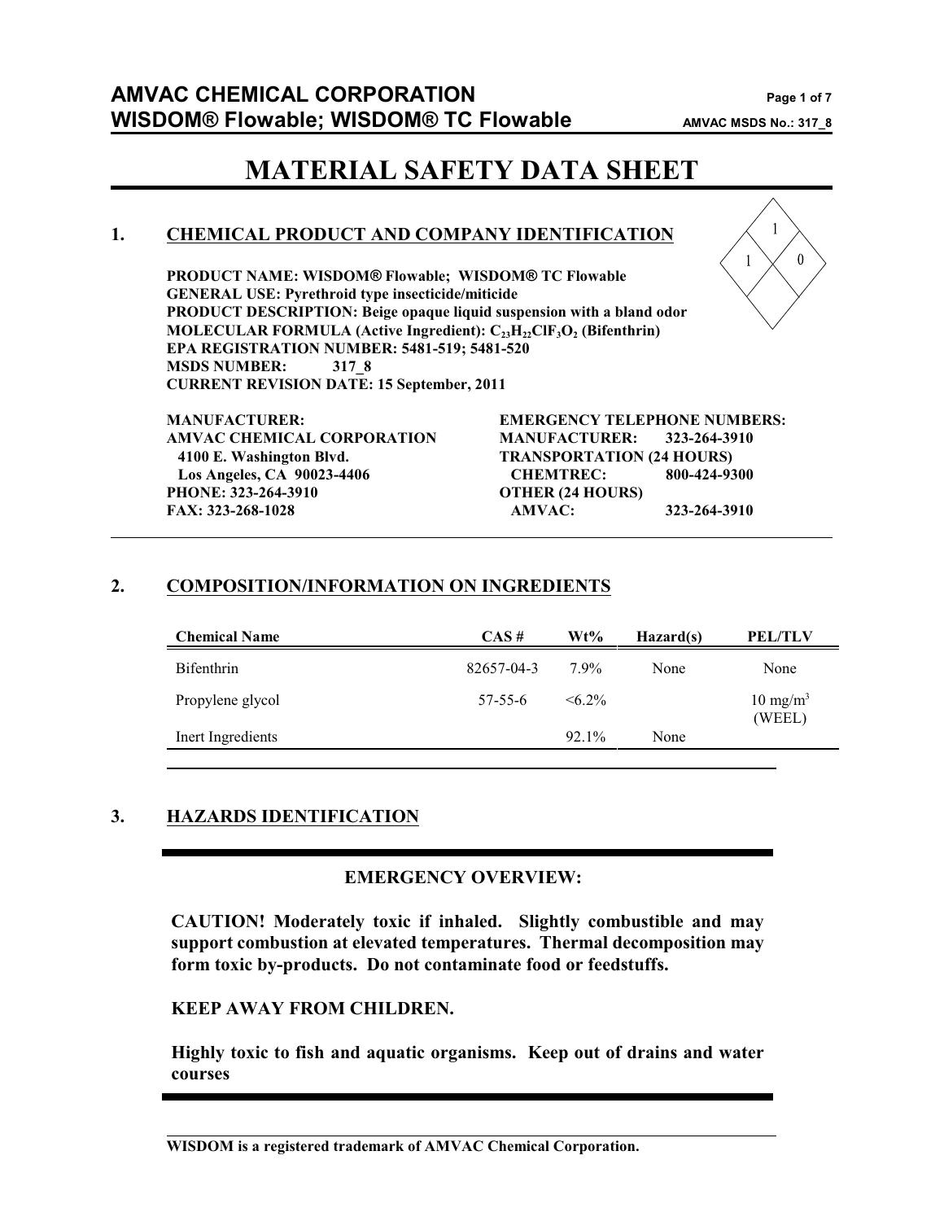# MATERIAL SAFETY DATA SHEET

## 1. CHEMICAL PRODUCT AND COMPANY IDENTIFICATION

**PRODUCT NAME: WISDOM® Flowable; WISDOM® TC Flowable**
**GENERAL USE: Pyrethroid type insecticide/miticide**
**PRODUCT DESCRIPTION: Beige opaque liquid suspension with a bland odor**
**MOLECULAR FORMULA (Active Ingredient): $C_{23}H_{22}ClF_3O_2$ (Bifenthrin)**
**EPA REGISTRATION NUMBER: 5481-519; 5481-520**
**MSDS NUMBER: 317_8**
**CURRENT REVISION DATE: 15 September, 2011**

1 / 1 / 0

**MANUFACTURER:**
**AMVAC CHEMICAL CORPORATION**
**4100 E. Washington Blvd.**
**Los Angeles, CA 90023-4406**
**PHONE: 323-264-3910**
**FAX: 323-268-1028**

**EMERGENCY TELEPHONE NUMBERS:**
**MANUFACTURER: 323-264-3910**
**TRANSPORTATION (24 HOURS)**
**CHEMTREC: 800-424-9300**
**OTHER (24 HOURS)**
**AMVAC: 323-264-3910**

## 2. COMPOSITION/INFORMATION ON INGREDIENTS

| Chemical Name | CAS # | Wt% | Hazard(s) | PEL/TLV |
|---|---|---|---|---|
| Bifenthrin | 82657-04-3 | 7.9% | None | None |
| Propylene glycol | 57-55-6 | <6.2% | | 10 mg/m³ (WEEL) |
| Inert Ingredients | | 92.1% | None | |

## 3. HAZARDS IDENTIFICATION

**EMERGENCY OVERVIEW:**

**CAUTION! Moderately toxic if inhaled. Slightly combustible and may support combustion at elevated temperatures. Thermal decomposition may form toxic by-products. Do not contaminate food or feedstuffs.**

**KEEP AWAY FROM CHILDREN.**

**Highly toxic to fish and aquatic organisms. Keep out of drains and water courses**

**WISDOM is a registered trademark of AMVAC Chemical Corporation.**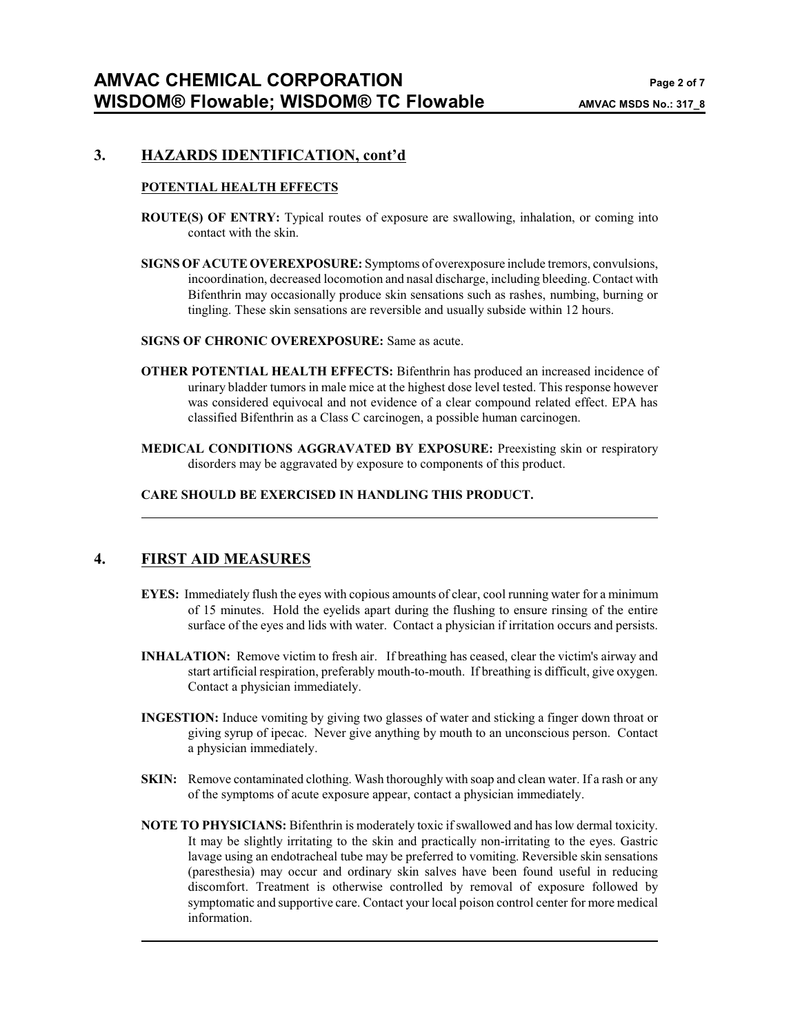## 3. HAZARDS IDENTIFICATION, cont'd

### POTENTIAL HEALTH EFFECTS

**ROUTE(S) OF ENTRY:** Typical routes of exposure are swallowing, inhalation, or coming into contact with the skin.

**SIGNS OF ACUTE OVEREXPOSURE:** Symptoms of overexposure include tremors, convulsions, incoordination, decreased locomotion and nasal discharge, including bleeding. Contact with Bifenthrin may occasionally produce skin sensations such as rashes, numbing, burning or tingling. These skin sensations are reversible and usually subside within 12 hours.

**SIGNS OF CHRONIC OVEREXPOSURE:** Same as acute.

**OTHER POTENTIAL HEALTH EFFECTS:** Bifenthrin has produced an increased incidence of urinary bladder tumors in male mice at the highest dose level tested. This response however was considered equivocal and not evidence of a clear compound related effect. EPA has classified Bifenthrin as a Class C carcinogen, a possible human carcinogen.

**MEDICAL CONDITIONS AGGRAVATED BY EXPOSURE:** Preexisting skin or respiratory disorders may be aggravated by exposure to components of this product.

**CARE SHOULD BE EXERCISED IN HANDLING THIS PRODUCT.**

## 4. FIRST AID MEASURES

**EYES:** Immediately flush the eyes with copious amounts of clear, cool running water for a minimum of 15 minutes. Hold the eyelids apart during the flushing to ensure rinsing of the entire surface of the eyes and lids with water. Contact a physician if irritation occurs and persists.

**INHALATION:** Remove victim to fresh air. If breathing has ceased, clear the victim's airway and start artificial respiration, preferably mouth-to-mouth. If breathing is difficult, give oxygen. Contact a physician immediately.

**INGESTION:** Induce vomiting by giving two glasses of water and sticking a finger down throat or giving syrup of ipecac. Never give anything by mouth to an unconscious person. Contact a physician immediately.

**SKIN:** Remove contaminated clothing. Wash thoroughly with soap and clean water. If a rash or any of the symptoms of acute exposure appear, contact a physician immediately.

**NOTE TO PHYSICIANS:** Bifenthrin is moderately toxic if swallowed and has low dermal toxicity. It may be slightly irritating to the skin and practically non-irritating to the eyes. Gastric lavage using an endotracheal tube may be preferred to vomiting. Reversible skin sensations (paresthesia) may occur and ordinary skin salves have been found useful in reducing discomfort. Treatment is otherwise controlled by removal of exposure followed by symptomatic and supportive care. Contact your local poison control center for more medical information.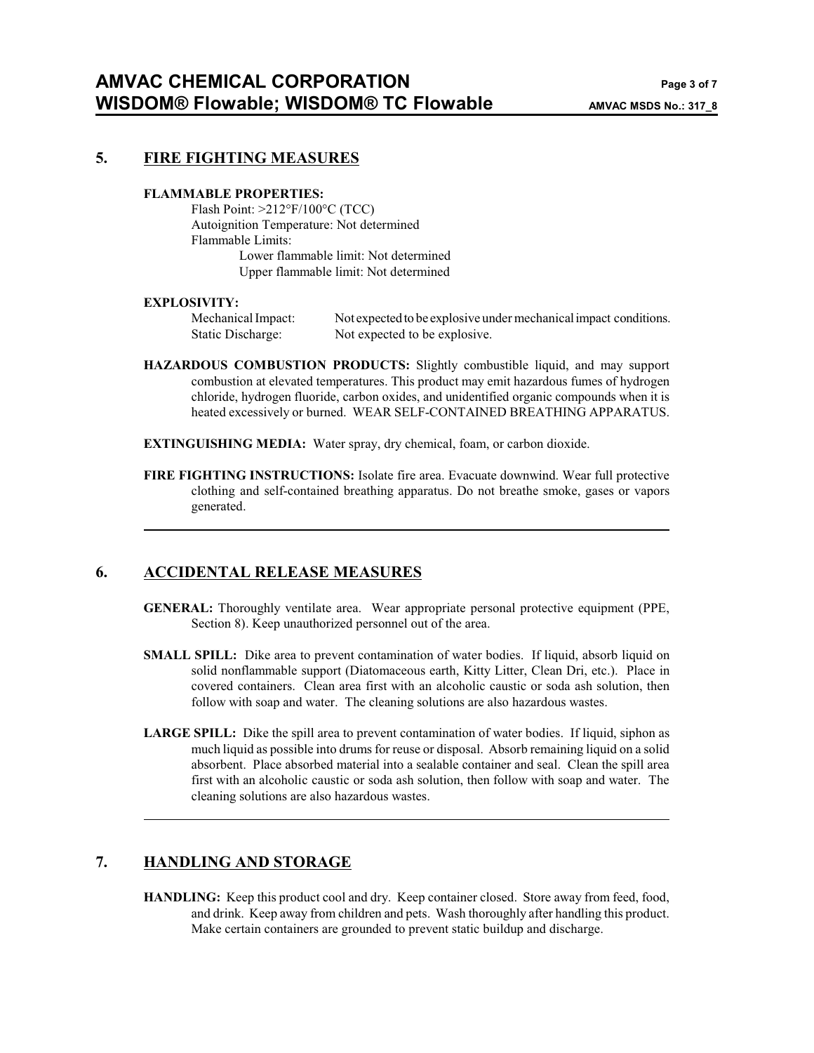## 5. FIRE FIGHTING MEASURES

**FLAMMABLE PROPERTIES:**

Flash Point: >212°F/100°C (TCC)
Autoignition Temperature: Not determined
Flammable Limits:
Lower flammable limit: Not determined
Upper flammable limit: Not determined

**EXPLOSIVITY:**

Mechanical Impact: Not expected to be explosive under mechanical impact conditions.
Static Discharge: Not expected to be explosive.

**HAZARDOUS COMBUSTION PRODUCTS:** Slightly combustible liquid, and may support combustion at elevated temperatures. This product may emit hazardous fumes of hydrogen chloride, hydrogen fluoride, carbon oxides, and unidentified organic compounds when it is heated excessively or burned. WEAR SELF-CONTAINED BREATHING APPARATUS.

**EXTINGUISHING MEDIA:** Water spray, dry chemical, foam, or carbon dioxide.

**FIRE FIGHTING INSTRUCTIONS:** Isolate fire area. Evacuate downwind. Wear full protective clothing and self-contained breathing apparatus. Do not breathe smoke, gases or vapors generated.

## 6. ACCIDENTAL RELEASE MEASURES

**GENERAL:** Thoroughly ventilate area. Wear appropriate personal protective equipment (PPE, Section 8). Keep unauthorized personnel out of the area.

**SMALL SPILL:** Dike area to prevent contamination of water bodies. If liquid, absorb liquid on solid nonflammable support (Diatomaceous earth, Kitty Litter, Clean Dri, etc.). Place in covered containers. Clean area first with an alcoholic caustic or soda ash solution, then follow with soap and water. The cleaning solutions are also hazardous wastes.

**LARGE SPILL:** Dike the spill area to prevent contamination of water bodies. If liquid, siphon as much liquid as possible into drums for reuse or disposal. Absorb remaining liquid on a solid absorbent. Place absorbed material into a sealable container and seal. Clean the spill area first with an alcoholic caustic or soda ash solution, then follow with soap and water. The cleaning solutions are also hazardous wastes.

## 7. HANDLING AND STORAGE

**HANDLING:** Keep this product cool and dry. Keep container closed. Store away from feed, food, and drink. Keep away from children and pets. Wash thoroughly after handling this product. Make certain containers are grounded to prevent static buildup and discharge.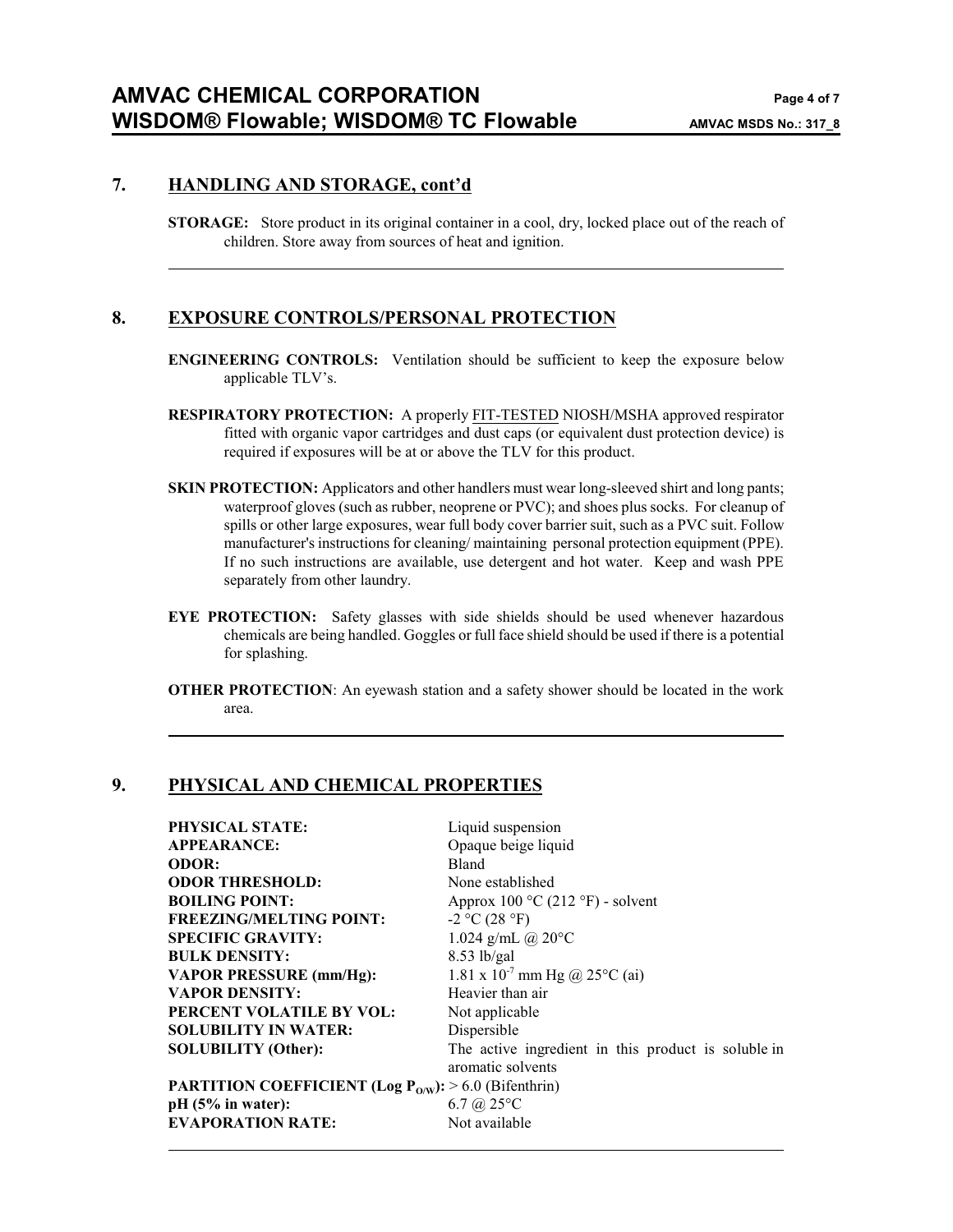## 7. HANDLING AND STORAGE, cont'd

**STORAGE:** Store product in its original container in a cool, dry, locked place out of the reach of children. Store away from sources of heat and ignition.

## 8. EXPOSURE CONTROLS/PERSONAL PROTECTION

**ENGINEERING CONTROLS:** Ventilation should be sufficient to keep the exposure below applicable TLV's.

**RESPIRATORY PROTECTION:** A properly FIT-TESTED NIOSH/MSHA approved respirator fitted with organic vapor cartridges and dust caps (or equivalent dust protection device) is required if exposures will be at or above the TLV for this product.

**SKIN PROTECTION:** Applicators and other handlers must wear long-sleeved shirt and long pants; waterproof gloves (such as rubber, neoprene or PVC); and shoes plus socks. For cleanup of spills or other large exposures, wear full body cover barrier suit, such as a PVC suit. Follow manufacturer's instructions for cleaning/ maintaining personal protection equipment (PPE). If no such instructions are available, use detergent and hot water. Keep and wash PPE separately from other laundry.

**EYE PROTECTION:** Safety glasses with side shields should be used whenever hazardous chemicals are being handled. Goggles or full face shield should be used if there is a potential for splashing.

**OTHER PROTECTION**: An eyewash station and a safety shower should be located in the work area.

## 9. PHYSICAL AND CHEMICAL PROPERTIES

| | |
|---|---|
| **PHYSICAL STATE:** | Liquid suspension |
| **APPEARANCE:** | Opaque beige liquid |
| **ODOR:** | Bland |
| **ODOR THRESHOLD:** | None established |
| **BOILING POINT:** | Approx 100 °C (212 °F) - solvent |
| **FREEZING/MELTING POINT:** | -2 °C (28 °F) |
| **SPECIFIC GRAVITY:** | 1.024 g/mL @ 20°C |
| **BULK DENSITY:** | 8.53 lb/gal |
| **VAPOR PRESSURE (mm/Hg):** | $1.81 \times 10^{-7}$ mm Hg @ 25°C (ai) |
| **VAPOR DENSITY:** | Heavier than air |
| **PERCENT VOLATILE BY VOL:** | Not applicable |
| **SOLUBILITY IN WATER:** | Dispersible |
| **SOLUBILITY (Other):** | The active ingredient in this product is soluble in aromatic solvents |
| **PARTITION COEFFICIENT (Log $P_{O/W}$):** | > 6.0 (Bifenthrin) |
| **pH (5% in water):** | 6.7 @ 25°C |
| **EVAPORATION RATE:** | Not available |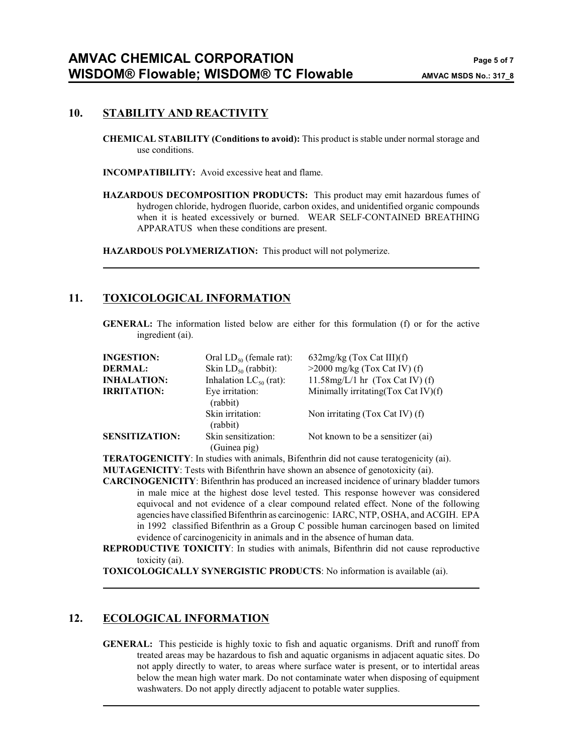## 10. STABILITY AND REACTIVITY

**CHEMICAL STABILITY (Conditions to avoid):** This product is stable under normal storage and use conditions.

**INCOMPATIBILITY:** Avoid excessive heat and flame.

**HAZARDOUS DECOMPOSITION PRODUCTS:** This product may emit hazardous fumes of hydrogen chloride, hydrogen fluoride, carbon oxides, and unidentified organic compounds when it is heated excessively or burned. WEAR SELF-CONTAINED BREATHING APPARATUS when these conditions are present.

**HAZARDOUS POLYMERIZATION:** This product will not polymerize.

## 11. TOXICOLOGICAL INFORMATION

**GENERAL:** The information listed below are either for this formulation (f) or for the active ingredient (ai).

| | | |
|---|---|---|
| **INGESTION:** | Oral $LD_{50}$ (female rat): | 632mg/kg (Tox Cat III)(f) |
| **DERMAL:** | Skin $LD_{50}$ (rabbit): | >2000 mg/kg (Tox Cat IV) (f) |
| **INHALATION:** | Inhalation $LC_{50}$ (rat): | 11.58mg/L/1 hr (Tox Cat IV) (f) |
| **IRRITATION:** | Eye irritation: (rabbit) | Minimally irritating(Tox Cat IV)(f) |
| | Skin irritation: (rabbit) | Non irritating (Tox Cat IV) (f) |
| **SENSITIZATION:** | Skin sensitization: (Guinea pig) | Not known to be a sensitizer (ai) |

**TERATOGENICITY**: In studies with animals, Bifenthrin did not cause teratogenicity (ai).

**MUTAGENICITY**: Tests with Bifenthrin have shown an absence of genotoxicity (ai).

**CARCINOGENICITY**: Bifenthrin has produced an increased incidence of urinary bladder tumors in male mice at the highest dose level tested. This response however was considered equivocal and not evidence of a clear compound related effect. None of the following agencies have classified Bifenthrin as carcinogenic: IARC, NTP, OSHA, and ACGIH. EPA in 1992 classified Bifenthrin as a Group C possible human carcinogen based on limited evidence of carcinogenicity in animals and in the absence of human data.

**REPRODUCTIVE TOXICITY**: In studies with animals, Bifenthrin did not cause reproductive toxicity (ai).

**TOXICOLOGICALLY SYNERGISTIC PRODUCTS**: No information is available (ai).

## 12. ECOLOGICAL INFORMATION

**GENERAL:** This pesticide is highly toxic to fish and aquatic organisms. Drift and runoff from treated areas may be hazardous to fish and aquatic organisms in adjacent aquatic sites. Do not apply directly to water, to areas where surface water is present, or to intertidal areas below the mean high water mark. Do not contaminate water when disposing of equipment washwaters. Do not apply directly adjacent to potable water supplies.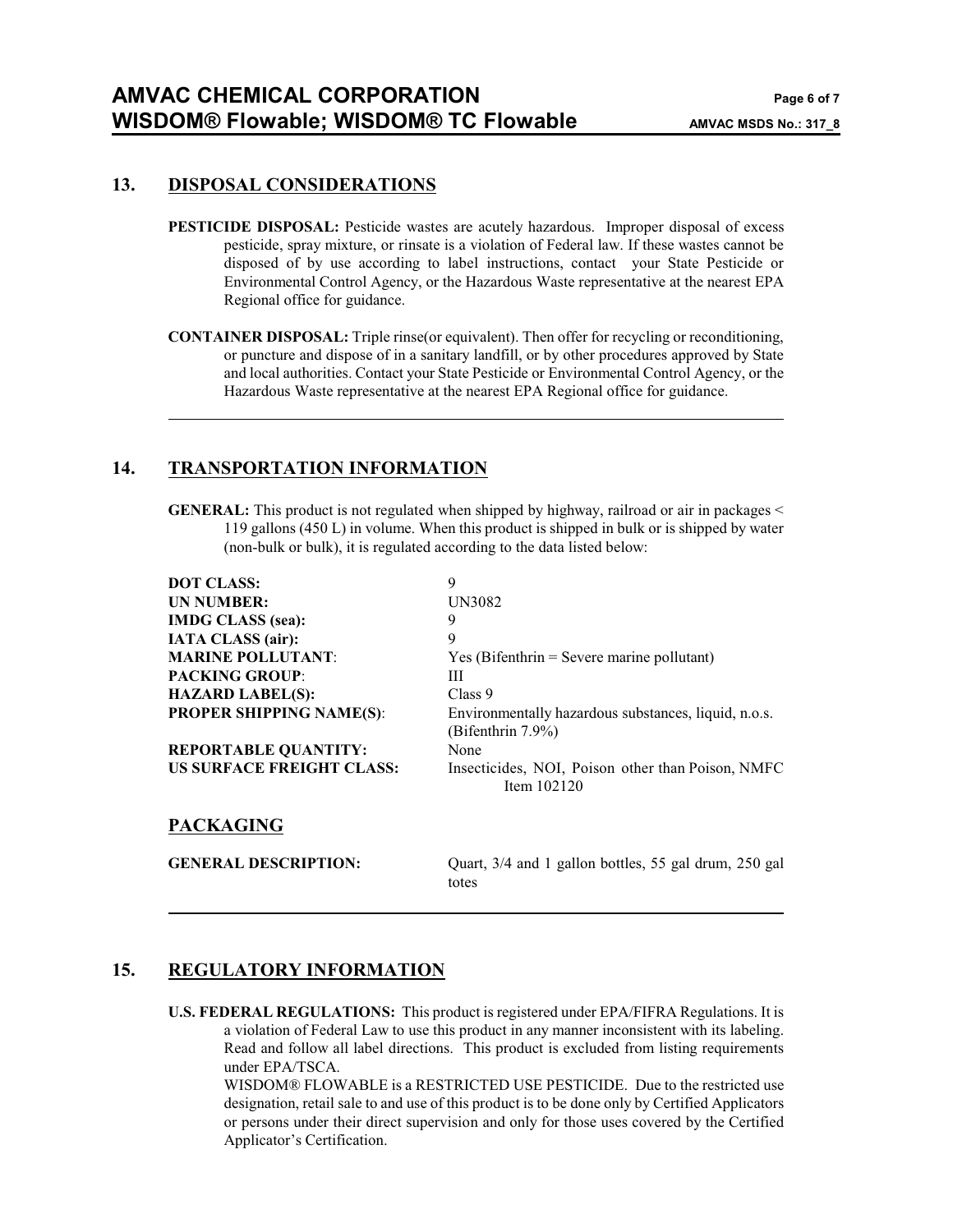## 13. DISPOSAL CONSIDERATIONS

**PESTICIDE DISPOSAL:** Pesticide wastes are acutely hazardous. Improper disposal of excess pesticide, spray mixture, or rinsate is a violation of Federal law. If these wastes cannot be disposed of by use according to label instructions, contact your State Pesticide or Environmental Control Agency, or the Hazardous Waste representative at the nearest EPA Regional office for guidance.

**CONTAINER DISPOSAL:** Triple rinse(or equivalent). Then offer for recycling or reconditioning, or puncture and dispose of in a sanitary landfill, or by other procedures approved by State and local authorities. Contact your State Pesticide or Environmental Control Agency, or the Hazardous Waste representative at the nearest EPA Regional office for guidance.

---

## 14. TRANSPORTATION INFORMATION

**GENERAL:** This product is not regulated when shipped by highway, railroad or air in packages < 119 gallons (450 L) in volume. When this product is shipped in bulk or is shipped by water (non-bulk or bulk), it is regulated according to the data listed below:

| | |
|---|---|
| **DOT CLASS:** | 9 |
| **UN NUMBER:** | UN3082 |
| **IMDG CLASS (sea):** | 9 |
| **IATA CLASS (air):** | 9 |
| **MARINE POLLUTANT**: | Yes (Bifenthrin = Severe marine pollutant) |
| **PACKING GROUP**: | III |
| **HAZARD LABEL(S):** | Class 9 |
| **PROPER SHIPPING NAME(S)**: | Environmentally hazardous substances, liquid, n.o.s. (Bifenthrin 7.9%) |
| **REPORTABLE QUANTITY:** | None |
| **US SURFACE FREIGHT CLASS:** | Insecticides, NOI, Poison other than Poison, NMFC Item 102120 |

### PACKAGING

| | |
|---|---|
| **GENERAL DESCRIPTION:** | Quart, 3/4 and 1 gallon bottles, 55 gal drum, 250 gal totes |

---

## 15. REGULATORY INFORMATION

**U.S. FEDERAL REGULATIONS:** This product is registered under EPA/FIFRA Regulations. It is a violation of Federal Law to use this product in any manner inconsistent with its labeling. Read and follow all label directions. This product is excluded from listing requirements under EPA/TSCA.

WISDOM® FLOWABLE is a RESTRICTED USE PESTICIDE. Due to the restricted use designation, retail sale to and use of this product is to be done only by Certified Applicators or persons under their direct supervision and only for those uses covered by the Certified Applicator's Certification.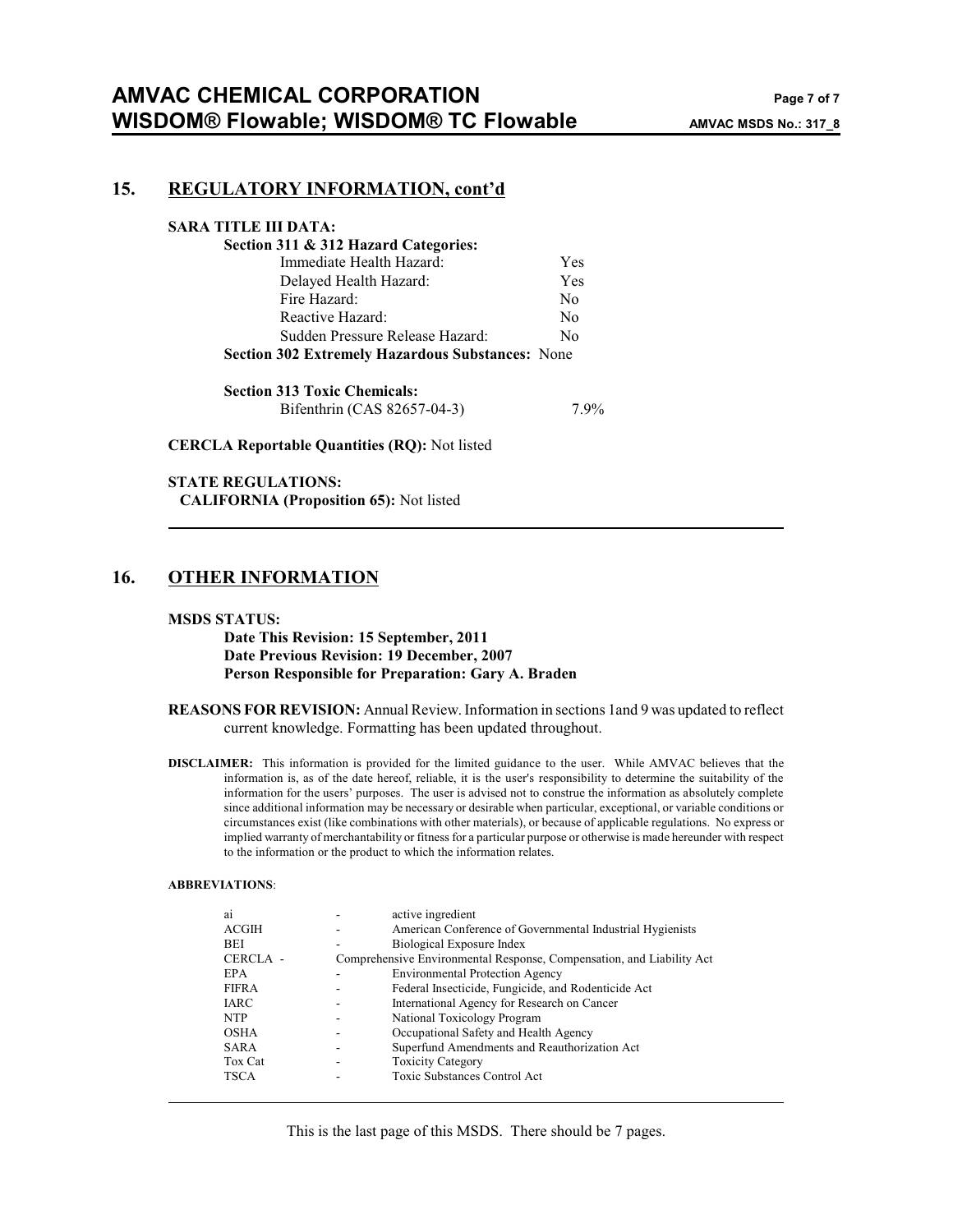## 15. REGULATORY INFORMATION, cont'd

**SARA TITLE III DATA:**

**Section 311 & 312 Hazard Categories:**

| | |
|---|---|
| Immediate Health Hazard: | Yes |
| Delayed Health Hazard: | Yes |
| Fire Hazard: | No |
| Reactive Hazard: | No |
| Sudden Pressure Release Hazard: | No |

**Section 302 Extremely Hazardous Substances:** None

**Section 313 Toxic Chemicals:**

| | |
|---|---|
| Bifenthrin (CAS 82657-04-3) | 7.9% |

**CERCLA Reportable Quantities (RQ):** Not listed

**STATE REGULATIONS:**
**CALIFORNIA (Proposition 65):** Not listed

## 16. OTHER INFORMATION

**MSDS STATUS:**

**Date This Revision: 15 September, 2011**
**Date Previous Revision: 19 December, 2007**
**Person Responsible for Preparation: Gary A. Braden**

**REASONS FOR REVISION:** Annual Review. Information in sections 1and 9 was updated to reflect current knowledge. Formatting has been updated throughout.

**DISCLAIMER:** This information is provided for the limited guidance to the user. While AMVAC believes that the information is, as of the date hereof, reliable, it is the user's responsibility to determine the suitability of the information for the users' purposes. The user is advised not to construe the information as absolutely complete since additional information may be necessary or desirable when particular, exceptional, or variable conditions or circumstances exist (like combinations with other materials), or because of applicable regulations. No express or implied warranty of merchantability or fitness for a particular purpose or otherwise is made hereunder with respect to the information or the product to which the information relates.

**ABBREVIATIONS**:

| | | |
|---|---|---|
| ai | - | active ingredient |
| ACGIH | - | American Conference of Governmental Industrial Hygienists |
| BEI | - | Biological Exposure Index |
| CERCLA | - | Comprehensive Environmental Response, Compensation, and Liability Act |
| EPA | - | Environmental Protection Agency |
| FIFRA | - | Federal Insecticide, Fungicide, and Rodenticide Act |
| IARC | - | International Agency for Research on Cancer |
| NTP | - | National Toxicology Program |
| OSHA | - | Occupational Safety and Health Agency |
| SARA | - | Superfund Amendments and Reauthorization Act |
| Tox Cat | - | Toxicity Category |
| TSCA | - | Toxic Substances Control Act |

This is the last page of this MSDS. There should be 7 pages.